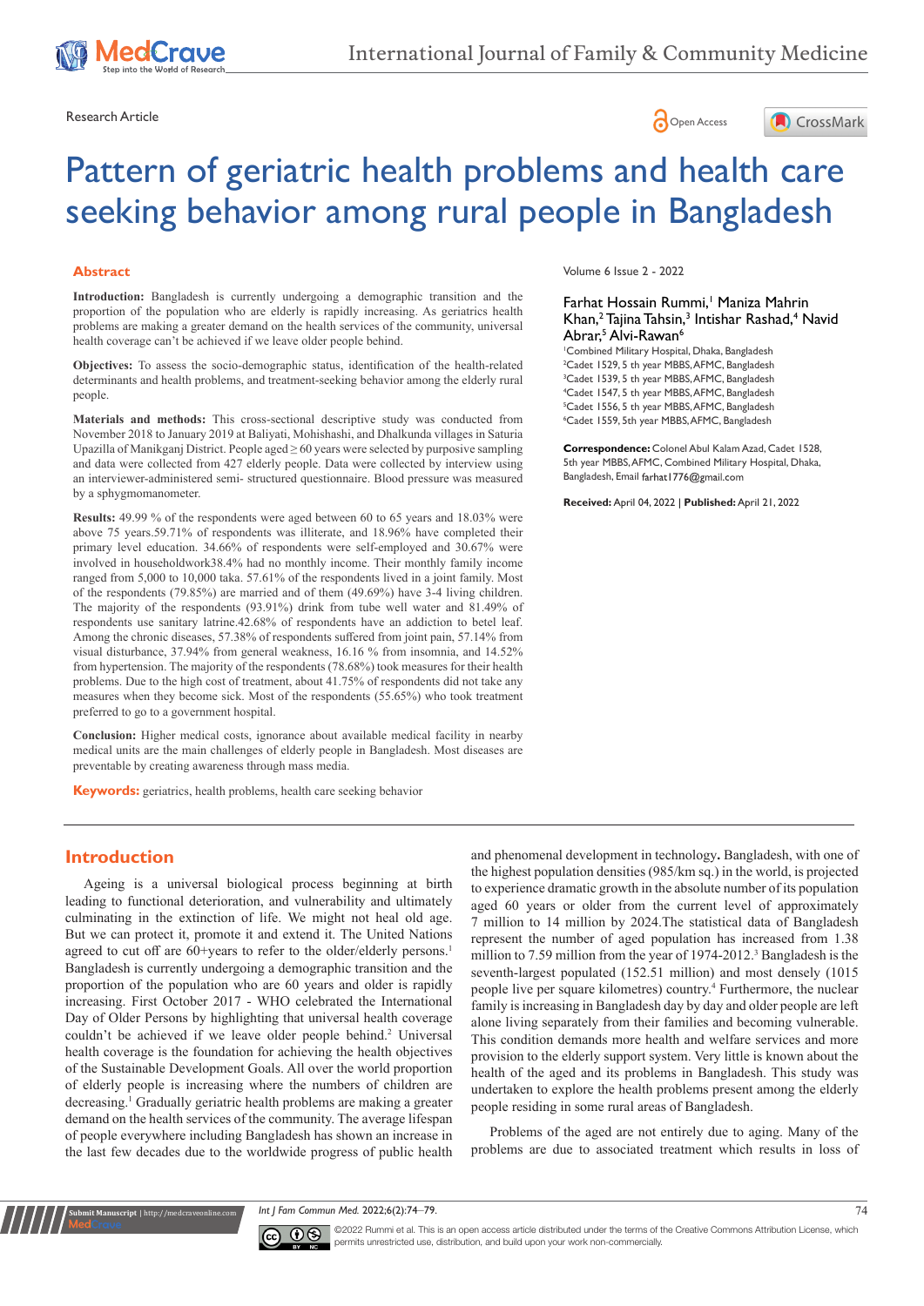Research Article

# Pattern of geriatric health problems and health care seeking behavior among rural people in Bangladesh

Volume 6 Issue 2 - 2022

Farhat Hossain Rummi,[1] Maniza Mahrin Khan,[2] Tajina Tahsin,[3] Intishar Rashad,[4] Navid Abrar,[5] Alvi-Rawan[6]

[1]Combined Military Hospital, Dhaka, Bangladesh
[2]Cadet 1529, 5 th year MBBS, AFMC, Bangladesh
[3]Cadet 1539, 5 th year MBBS, AFMC, Bangladesh
[4]Cadet 1547, 5 th year MBBS, AFMC, Bangladesh
[5]Cadet 1556, 5 th year MBBS, AFMC, Bangladesh
[6]Cadet 1559, 5th year MBBS, AFMC, Bangladesh

**Correspondence:** Colonel Abul Kalam Azad, Cadet 1528, 5th year MBBS, AFMC, Combined Military Hospital, Dhaka, Bangladesh, Email farhat1776@gmail.com

**Received:** April 04, 2022 | **Published:** April 21, 2022

## Abstract

**Introduction:** Bangladesh is currently undergoing a demographic transition and the proportion of the population who are elderly is rapidly increasing. As geriatrics health problems are making a greater demand on the health services of the community, universal health coverage can't be achieved if we leave older people behind.

**Objectives:** To assess the socio-demographic status, identification of the health-related determinants and health problems, and treatment-seeking behavior among the elderly rural people.

**Materials and methods:** This cross-sectional descriptive study was conducted from November 2018 to January 2019 at Baliyati, Mohishashi, and Dhalkunda villages in Saturia Upazilla of Manikganj District. People aged ≥ 60 years were selected by purposive sampling and data were collected from 427 elderly people. Data were collected by interview using an interviewer-administered semi- structured questionnaire. Blood pressure was measured by a sphygmomanometer.

**Results:** 49.99 % of the respondents were aged between 60 to 65 years and 18.03% were above 75 years.59.71% of respondents was illiterate, and 18.96% have completed their primary level education. 34.66% of respondents were self-employed and 30.67% were involved in householdwork38.4% had no monthly income. Their monthly family income ranged from 5,000 to 10,000 taka. 57.61% of the respondents lived in a joint family. Most of the respondents (79.85%) are married and of them (49.69%) have 3-4 living children. The majority of the respondents (93.91%) drink from tube well water and 81.49% of respondents use sanitary latrine.42.68% of respondents have an addiction to betel leaf. Among the chronic diseases, 57.38% of respondents suffered from joint pain, 57.14% from visual disturbance, 37.94% from general weakness, 16.16 % from insomnia, and 14.52% from hypertension. The majority of the respondents (78.68%) took measures for their health problems. Due to the high cost of treatment, about 41.75% of respondents did not take any measures when they become sick. Most of the respondents (55.65%) who took treatment preferred to go to a government hospital.

**Conclusion:** Higher medical costs, ignorance about available medical facility in nearby medical units are the main challenges of elderly people in Bangladesh. Most diseases are preventable by creating awareness through mass media.

**Keywords:** geriatrics, health problems, health care seeking behavior

## Introduction

Ageing is a universal biological process beginning at birth leading to functional deterioration, and vulnerability and ultimately culminating in the extinction of life. We might not heal old age. But we can protect it, promote it and extend it. The United Nations agreed to cut off are 60+years to refer to the older/elderly persons.[1] Bangladesh is currently undergoing a demographic transition and the proportion of the population who are 60 years and older is rapidly increasing. First October 2017 - WHO celebrated the International Day of Older Persons by highlighting that universal health coverage couldn't be achieved if we leave older people behind.[2] Universal health coverage is the foundation for achieving the health objectives of the Sustainable Development Goals. All over the world proportion of elderly people is increasing where the numbers of children are decreasing.[1] Gradually geriatric health problems are making a greater demand on the health services of the community. The average lifespan of people everywhere including Bangladesh has shown an increase in the last few decades due to the worldwide progress of public health and phenomenal development in technology**.** Bangladesh, with one of the highest population densities (985/km sq.) in the world, is projected to experience dramatic growth in the absolute number of its population aged 60 years or older from the current level of approximately 7 million to 14 million by 2024.The statistical data of Bangladesh represent the number of aged population has increased from 1.38 million to 7.59 million from the year of 1974-2012.[3] Bangladesh is the seventh-largest populated (152.51 million) and most densely (1015 people live per square kilometres) country.[4] Furthermore, the nuclear family is increasing in Bangladesh day by day and older people are left alone living separately from their families and becoming vulnerable. This condition demands more health and welfare services and more provision to the elderly support system. Very little is known about the health of the aged and its problems in Bangladesh. This study was undertaken to explore the health problems present among the elderly people residing in some rural areas of Bangladesh.

Problems of the aged are not entirely due to aging. Many of the problems are due to associated treatment which results in loss of

©2022 Rummi et al. This is an open access article distributed under the terms of the Creative Commons Attribution License, which permits unrestricted use, distribution, and build upon your work non-commercially.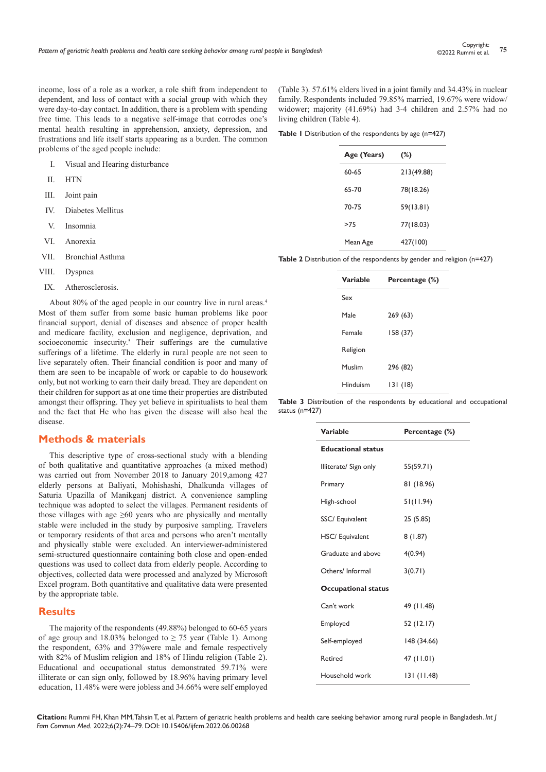income, loss of a role as a worker, a role shift from independent to dependent, and loss of contact with a social group with which they were day-to-day contact. In addition, there is a problem with spending free time. This leads to a negative self-image that corrodes one's mental health resulting in apprehension, anxiety, depression, and frustrations and life itself starts appearing as a burden. The common problems of the aged people include:

I. Visual and Hearing disturbance
II. HTN
III. Joint pain
IV. Diabetes Mellitus
V. Insomnia
VI. Anorexia
VII. Bronchial Asthma
VIII. Dyspnea
IX. Atherosclerosis.

About 80% of the aged people in our country live in rural areas.[4] Most of them suffer from some basic human problems like poor financial support, denial of diseases and absence of proper health and medicare facility, exclusion and negligence, deprivation, and socioeconomic insecurity.[5] Their sufferings are the cumulative sufferings of a lifetime. The elderly in rural people are not seen to live separately often. Their financial condition is poor and many of them are seen to be incapable of work or capable to do housework only, but not working to earn their daily bread. They are dependent on their children for support as at one time their properties are distributed amongst their offspring. They yet believe in spiritualists to heal them and the fact that He who has given the disease will also heal the disease.

## Methods & materials

This descriptive type of cross-sectional study with a blending of both qualitative and quantitative approaches (a mixed method) was carried out from November 2018 to January 2019,among 427 elderly persons at Baliyati, Mohishashi, Dhalkunda villages of Saturia Upazilla of Manikganj district. A convenience sampling technique was adopted to select the villages. Permanent residents of those villages with age ≥60 years who are physically and mentally stable were included in the study by purposive sampling. Travelers or temporary residents of that area and persons who aren't mentally and physically stable were excluded. An interviewer-administered semi-structured questionnaire containing both close and open-ended questions was used to collect data from elderly people. According to objectives, collected data were processed and analyzed by Microsoft Excel program. Both quantitative and qualitative data were presented by the appropriate table.

## Results

The majority of the respondents (49.88%) belonged to 60-65 years of age group and 18.03% belonged to ≥ 75 year (Table 1). Among the respondent, 63% and 37%were male and female respectively with 82% of Muslim religion and 18% of Hindu religion (Table 2). Educational and occupational status demonstrated 59.71% were illiterate or can sign only, followed by 18.96% having primary level education, 11.48% were were jobless and 34.66% were self employed (Table 3). 57.61% elders lived in a joint family and 34.43% in nuclear family. Respondents included 79.85% married, 19.67% were widow/ widower; majority (41.69%) had 3-4 children and 2.57% had no living children (Table 4).

**Table 1** Distribution of the respondents by age (n=427)

| Age (Years) | (%) |
|---|---|
| 60-65 | 213(49.88) |
| 65-70 | 78(18.26) |
| 70-75 | 59(13.81) |
| >75 | 77(18.03) |
| Mean Age | 427(100) |

**Table 2** Distribution of the respondents by gender and religion (n=427)

| Variable | Percentage (%) |
|---|---|
| Sex | |
| Male | 269 (63) |
| Female | 158 (37) |
| Religion | |
| Muslim | 296 (82) |
| Hinduism | 131 (18) |

**Table 3** Distribution of the respondents by educational and occupational status (n=427)

| Variable | Percentage (%) |
|---|---|
| **Educational status** | |
| Illiterate/ Sign only | 55(59.71) |
| Primary | 81 (18.96) |
| High-school | 51(11.94) |
| SSC/ Equivalent | 25 (5.85) |
| HSC/ Equivalent | 8 (1.87) |
| Graduate and above | 4(0.94) |
| Others/ Informal | 3(0.71) |
| **Occupational status** | |
| Can't work | 49 (11.48) |
| Employed | 52 (12.17) |
| Self-employed | 148 (34.66) |
| Retired | 47 (11.01) |
| Household work | 131 (11.48) |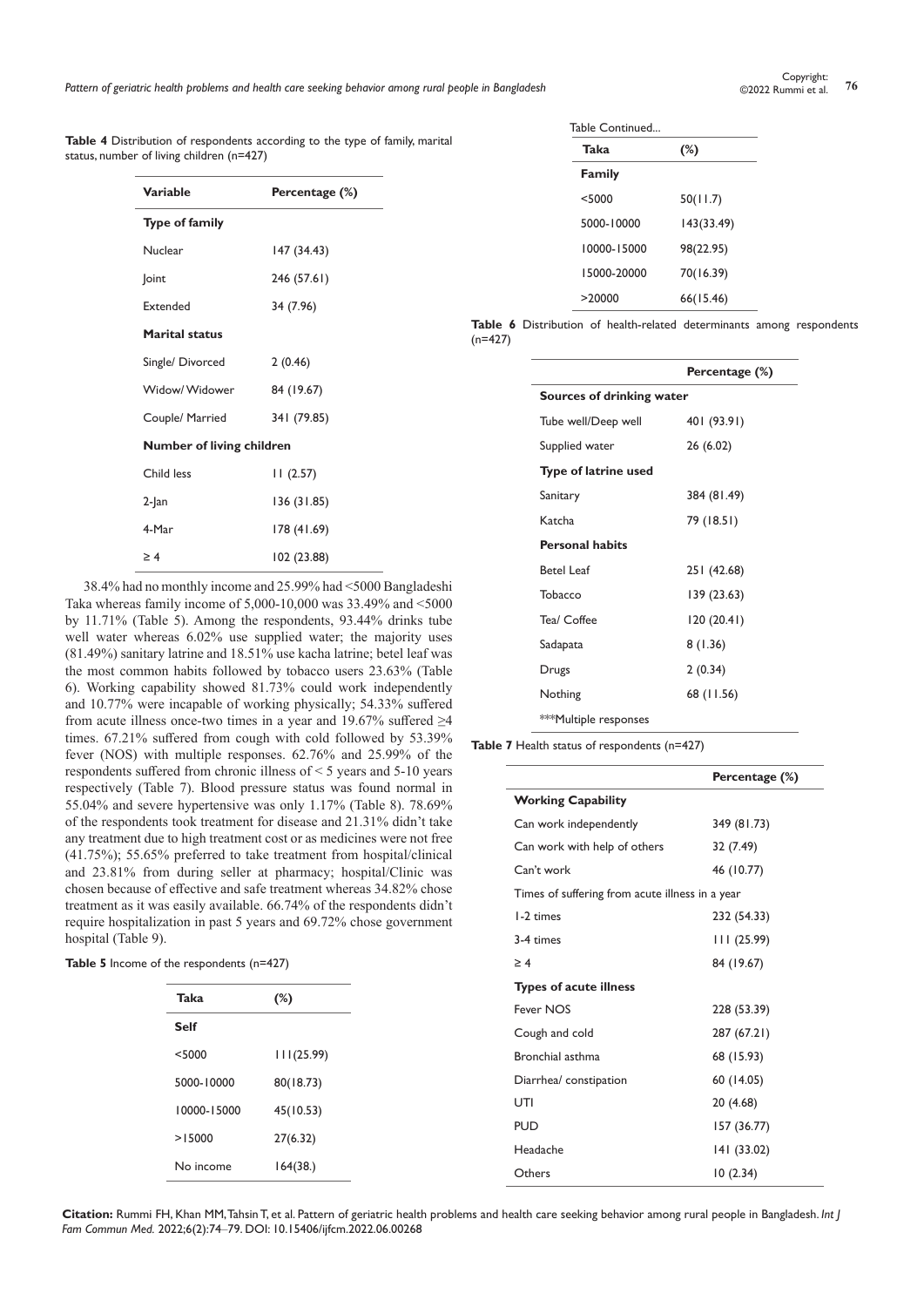**Table 4** Distribution of respondents according to the type of family, marital status, number of living children (n=427)

| Variable | Percentage (%) |
|---|---|
| **Type of family** | |
| Nuclear | 147 (34.43) |
| Joint | 246 (57.61) |
| Extended | 34 (7.96) |
| **Marital status** | |
| Single/ Divorced | 2 (0.46) |
| Widow/ Widower | 84 (19.67) |
| Couple/ Married | 341 (79.85) |
| **Number of living children** | |
| Child less | 11 (2.57) |
| 2-Jan | 136 (31.85) |
| 4-Mar | 178 (41.69) |
| ≥ 4 | 102 (23.88) |

38.4% had no monthly income and 25.99% had <5000 Bangladeshi Taka whereas family income of 5,000-10,000 was 33.49% and <5000 by 11.71% (Table 5). Among the respondents, 93.44% drinks tube well water whereas 6.02% use supplied water; the majority uses (81.49%) sanitary latrine and 18.51% use kacha latrine; betel leaf was the most common habits followed by tobacco users 23.63% (Table 6). Working capability showed 81.73% could work independently and 10.77% were incapable of working physically; 54.33% suffered from acute illness once-two times in a year and 19.67% suffered ≥4 times. 67.21% suffered from cough with cold followed by 53.39% fever (NOS) with multiple responses. 62.76% and 25.99% of the respondents suffered from chronic illness of < 5 years and 5-10 years respectively (Table 7). Blood pressure status was found normal in 55.04% and severe hypertensive was only 1.17% (Table 8). 78.69% of the respondents took treatment for disease and 21.31% didn't take any treatment due to high treatment cost or as medicines were not free (41.75%); 55.65% preferred to take treatment from hospital/clinical and 23.81% from during seller at pharmacy; hospital/Clinic was chosen because of effective and safe treatment whereas 34.82% chose treatment as it was easily available. 66.74% of the respondents didn't require hospitalization in past 5 years and 69.72% chose government hospital (Table 9).

**Table 5** Income of the respondents (n=427)

| Taka | (%) |
|---|---|
| **Self** | |
| <5000 | 111(25.99) |
| 5000-10000 | 80(18.73) |
| 10000-15000 | 45(10.53) |
| >15000 | 27(6.32) |
| No income | 164(38.) |
| **Family** | |
| <5000 | 50(11.7) |
| 5000-10000 | 143(33.49) |
| 10000-15000 | 98(22.95) |
| 15000-20000 | 70(16.39) |
| >20000 | 66(15.46) |

**Table 6** Distribution of health-related determinants among respondents (n=427)

| | Percentage (%) |
|---|---|
| **Sources of drinking water** | |
| Tube well/Deep well | 401 (93.91) |
| Supplied water | 26 (6.02) |
| **Type of latrine used** | |
| Sanitary | 384 (81.49) |
| Katcha | 79 (18.51) |
| **Personal habits** | |
| Betel Leaf | 251 (42.68) |
| Tobacco | 139 (23.63) |
| Tea/ Coffee | 120 (20.41) |
| Sadapata | 8 (1.36) |
| Drugs | 2 (0.34) |
| Nothing | 68 (11.56) |
| ***Multiple responses | |

**Table 7** Health status of respondents (n=427)

| | Percentage (%) |
|---|---|
| **Working Capability** | |
| Can work independently | 349 (81.73) |
| Can work with help of others | 32 (7.49) |
| Can't work | 46 (10.77) |
| Times of suffering from acute illness in a year | |
| 1-2 times | 232 (54.33) |
| 3-4 times | 111 (25.99) |
| ≥ 4 | 84 (19.67) |
| **Types of acute illness** | |
| Fever NOS | 228 (53.39) |
| Cough and cold | 287 (67.21) |
| Bronchial asthma | 68 (15.93) |
| Diarrhea/ constipation | 60 (14.05) |
| UTI | 20 (4.68) |
| PUD | 157 (36.77) |
| Headache | 141 (33.02) |
| Others | 10 (2.34) |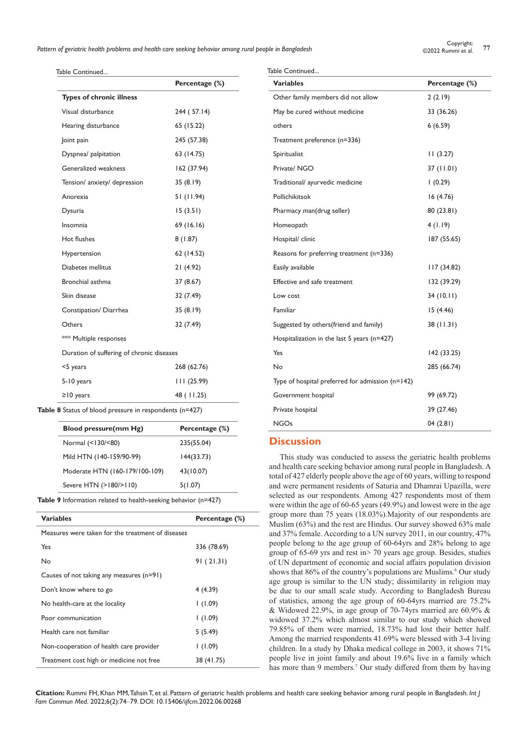Table Continued...

| | Percentage (%) |
|---|---|
| **Types of chronic illness** | |
| Visual disturbance | 244 ( 57.14) |
| Hearing disturbance | 65 (15.22) |
| Joint pain | 245 (57.38) |
| Dyspnea/ palpitation | 63 (14.75) |
| Generalized weakness | 162 (37.94) |
| Tension/ anxiety/ depression | 35 (8.19) |
| Anorexia | 51 (11.94) |
| Dysuria | 15 (3.51) |
| Insomnia | 69 (16.16) |
| Hot flushes | 8 (1.87) |
| Hypertension | 62 (14.52) |
| Diabetes mellitus | 21 (4.92) |
| Bronchial asthma | 37 (8.67) |
| Skin disease | 32 (7.49) |
| Constipation/ Diarrhea | 35 (8.19) |
| Others | 32 (7.49) |
| *** Multiple responses | |
| Duration of suffering of chronic diseases | |
| <5 years | 268 (62.76) |
| 5-10 years | 111 (25.99) |
| ≥10 years | 48 ( 11.25) |

**Table 8** Status of blood pressure in respondents (n=427)

| Blood pressure(mm Hg) | Percentage (%) |
|---|---|
| Normal (<130/<80) | 235(55.04) |
| Mild HTN (140-159/90-99) | 144(33.73) |
| Moderate HTN (160-179/100-109) | 43(10.07) |
| Severe HTN (>180/>110) | 5(1.07) |

**Table 9** Information related to health-seeking behavior (n=427)

| Variables | Percentage (%) |
|---|---|
| Measures were taken for the treatment of diseases | |
| Yes | 336 (78.69) |
| No | 91 ( 21.31) |
| Causes of not taking any measures (n=91) | |
| Don't know where to go | 4 (4.39) |
| No health-care at the locality | 1 (1.09) |
| Poor communication | 1 (1.09) |
| Health care not familiar | 5 (5.49) |
| Non-cooperation of health care provider | 1 (1.09) |
| Treatment cost high or medicine not free | 38 (41.75) |
| Other family members did not allow | 2 (2.19) |
| May be cured without medicine | 33 (36.26) |
| others | 6 (6.59) |
| Treatment preference (n=336) | |
| Spiritualist | 11 (3.27) |
| Private/ NGO | 37 (11.01) |
| Traditional/ ayurvedic medicine | 1 (0.29) |
| Pollichikitsok | 16 (4.76) |
| Pharmacy man(drug seller) | 80 (23.81) |
| Homeopath | 4 (1.19) |
| Hospital/ clinic | 187 (55.65) |
| Reasons for preferring treatment (n=336) | |
| Easily available | 117 (34.82) |
| Effective and safe treatment | 132 (39.29) |
| Low cost | 34 (10.11) |
| Familiar | 15 (4.46) |
| Suggested by others(friend and family) | 38 (11.31) |
| Hospitalization in the last 5 years (n=427) | |
| Yes | 142 (33.25) |
| No | 285 (66.74) |
| Type of hospital preferred for admission (n=142) | |
| Government hospital | 99 (69.72) |
| Private hospital | 39 (27.46) |
| NGOs | 04 (2.81) |

## Discussion

This study was conducted to assess the geriatric health problems and health care seeking behavior among rural people in Bangladesh. A total of 427 elderly people above the age of 60 years, willing to respond and were permanent residents of Saturia and Dhamrai Upazilla, were selected as our respondents. Among 427 respondents most of them were within the age of 60-65 years (49.9%) and lowest were in the age group more than 75 years (18.03%).Majority of our respondents are Muslim (63%) and the rest are Hindus. Our survey showed 63% male and 37% female. According to a UN survey 2011, in our country, 47% people belong to the age group of 60-64yrs and 28% belong to age group of 65-69 yrs and rest in> 70 years age group. Besides, studies of UN department of economic and social affairs population division shows that 86% of the country's populations are Muslims.[6] Our study age group is similar to the UN study; dissimilarity in religion may be due to our small scale study. According to Bangladesh Bureau of statistics, among the age group of 60-64yrs married are 75.2% & Widowed 22.9%, in age group of 70-74yrs married are 60.9% & widowed 37.2% which almost similar to our study which showed 79.85% of them were married, 18.73% had lost their better half. Among the married respondents 41.69% were blessed with 3-4 living children. In a study by Dhaka medical college in 2003, it shows 71% people live in joint family and about 19.6% live in a family which has more than 9 members.[7] Our study differed from them by having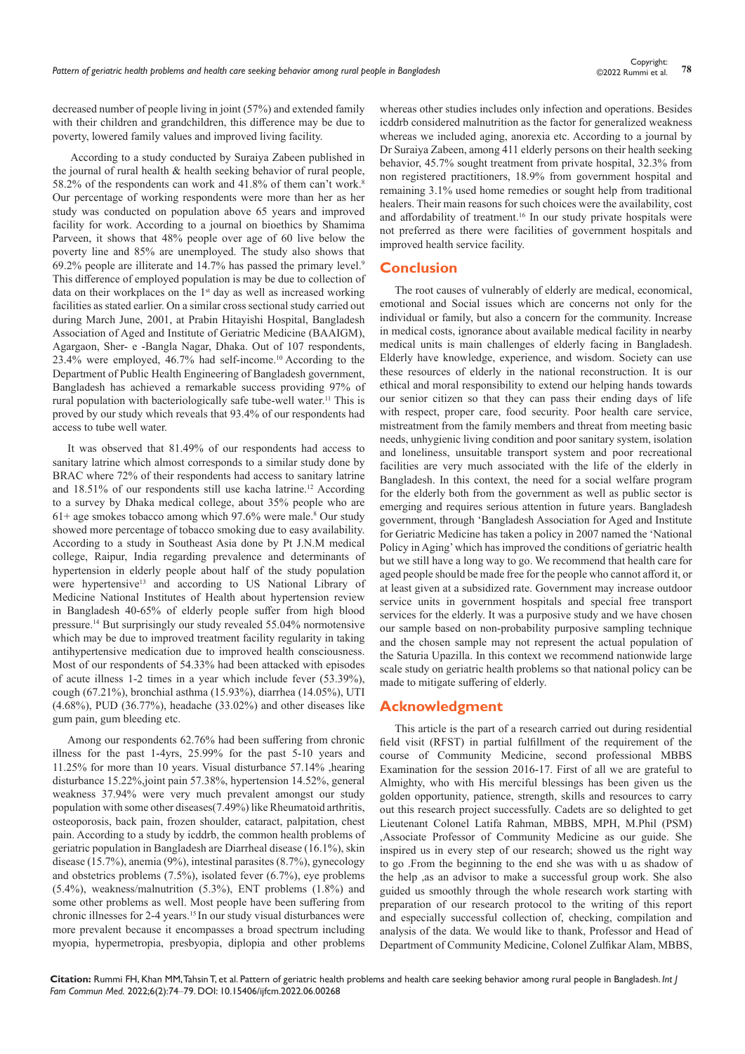decreased number of people living in joint (57%) and extended family with their children and grandchildren, this difference may be due to poverty, lowered family values and improved living facility.

According to a study conducted by Suraiya Zabeen published in the journal of rural health & health seeking behavior of rural people, 58.2% of the respondents can work and 41.8% of them can't work.[8] Our percentage of working respondents were more than her as her study was conducted on population above 65 years and improved facility for work. According to a journal on bioethics by Shamima Parveen, it shows that 48% people over age of 60 live below the poverty line and 85% are unemployed. The study also shows that 69.2% people are illiterate and 14.7% has passed the primary level.[9] This difference of employed population is may be due to collection of data on their workplaces on the 1st day as well as increased working facilities as stated earlier. On a similar cross sectional study carried out during March June, 2001, at Prabin Hitayishi Hospital, Bangladesh Association of Aged and Institute of Geriatric Medicine (BAAIGM), Agargaon, Sher- e -Bangla Nagar, Dhaka. Out of 107 respondents, 23.4% were employed, 46.7% had self-income.[10] According to the Department of Public Health Engineering of Bangladesh government, Bangladesh has achieved a remarkable success providing 97% of rural population with bacteriologically safe tube-well water.[11] This is proved by our study which reveals that 93.4% of our respondents had access to tube well water.

It was observed that 81.49% of our respondents had access to sanitary latrine which almost corresponds to a similar study done by BRAC where 72% of their respondents had access to sanitary latrine and 18.51% of our respondents still use kacha latrine.[12] According to a survey by Dhaka medical college, about 35% people who are 61+ age smokes tobacco among which 97.6% were male.[8] Our study showed more percentage of tobacco smoking due to easy availability. According to a study in Southeast Asia done by Pt J.N.M medical college, Raipur, India regarding prevalence and determinants of hypertension in elderly people about half of the study population were hypertensive[13] and according to US National Library of Medicine National Institutes of Health about hypertension review in Bangladesh 40-65% of elderly people suffer from high blood pressure.[14] But surprisingly our study revealed 55.04% normotensive which may be due to improved treatment facility regularity in taking antihypertensive medication due to improved health consciousness. Most of our respondents of 54.33% had been attacked with episodes of acute illness 1-2 times in a year which include fever (53.39%), cough (67.21%), bronchial asthma (15.93%), diarrhea (14.05%), UTI (4.68%), PUD (36.77%), headache (33.02%) and other diseases like gum pain, gum bleeding etc.

Among our respondents 62.76% had been suffering from chronic illness for the past 1-4yrs, 25.99% for the past 5-10 years and 11.25% for more than 10 years. Visual disturbance 57.14% ,hearing disturbance 15.22%,joint pain 57.38%, hypertension 14.52%, general weakness 37.94% were very much prevalent amongst our study population with some other diseases(7.49%) like Rheumatoid arthritis, osteoporosis, back pain, frozen shoulder, cataract, palpitation, chest pain. According to a study by icddrb, the common health problems of geriatric population in Bangladesh are Diarrheal disease (16.1%), skin disease (15.7%), anemia (9%), intestinal parasites (8.7%), gynecology and obstetrics problems (7.5%), isolated fever (6.7%), eye problems (5.4%), weakness/malnutrition (5.3%), ENT problems (1.8%) and some other problems as well. Most people have been suffering from chronic illnesses for 2-4 years.[15] In our study visual disturbances were more prevalent because it encompasses a broad spectrum including myopia, hypermetropia, presbyopia, diplopia and other problems whereas other studies includes only infection and operations. Besides icddrb considered malnutrition as the factor for generalized weakness whereas we included aging, anorexia etc. According to a journal by Dr Suraiya Zabeen, among 411 elderly persons on their health seeking behavior, 45.7% sought treatment from private hospital, 32.3% from non registered practitioners, 18.9% from government hospital and remaining 3.1% used home remedies or sought help from traditional healers. Their main reasons for such choices were the availability, cost and affordability of treatment.[16] In our study private hospitals were not preferred as there were facilities of government hospitals and improved health service facility.

## Conclusion

The root causes of vulnerably of elderly are medical, economical, emotional and Social issues which are concerns not only for the individual or family, but also a concern for the community. Increase in medical costs, ignorance about available medical facility in nearby medical units is main challenges of elderly facing in Bangladesh. Elderly have knowledge, experience, and wisdom. Society can use these resources of elderly in the national reconstruction. It is our ethical and moral responsibility to extend our helping hands towards our senior citizen so that they can pass their ending days of life with respect, proper care, food security. Poor health care service, mistreatment from the family members and threat from meeting basic needs, unhygienic living condition and poor sanitary system, isolation and loneliness, unsuitable transport system and poor recreational facilities are very much associated with the life of the elderly in Bangladesh. In this context, the need for a social welfare program for the elderly both from the government as well as public sector is emerging and requires serious attention in future years. Bangladesh government, through 'Bangladesh Association for Aged and Institute for Geriatric Medicine has taken a policy in 2007 named the 'National Policy in Aging' which has improved the conditions of geriatric health but we still have a long way to go. We recommend that health care for aged people should be made free for the people who cannot afford it, or at least given at a subsidized rate. Government may increase outdoor service units in government hospitals and special free transport services for the elderly. It was a purposive study and we have chosen our sample based on non-probability purposive sampling technique and the chosen sample may not represent the actual population of the Saturia Upazilla. In this context we recommend nationwide large scale study on geriatric health problems so that national policy can be made to mitigate suffering of elderly.

## Acknowledgment

This article is the part of a research carried out during residential field visit (RFST) in partial fulfillment of the requirement of the course of Community Medicine, second professional MBBS Examination for the session 2016-17. First of all we are grateful to Almighty, who with His merciful blessings has been given us the golden opportunity, patience, strength, skills and resources to carry out this research project successfully. Cadets are so delighted to get Lieutenant Colonel Latifa Rahman, MBBS, MPH, M.Phil (PSM) ,Associate Professor of Community Medicine as our guide. She inspired us in every step of our research; showed us the right way to go .From the beginning to the end she was with u as shadow of the help ,as an advisor to make a successful group work. She also guided us smoothly through the whole research work starting with preparation of our research protocol to the writing of this report and especially successful collection of, checking, compilation and analysis of the data. We would like to thank, Professor and Head of Department of Community Medicine, Colonel Zulfikar Alam, MBBS,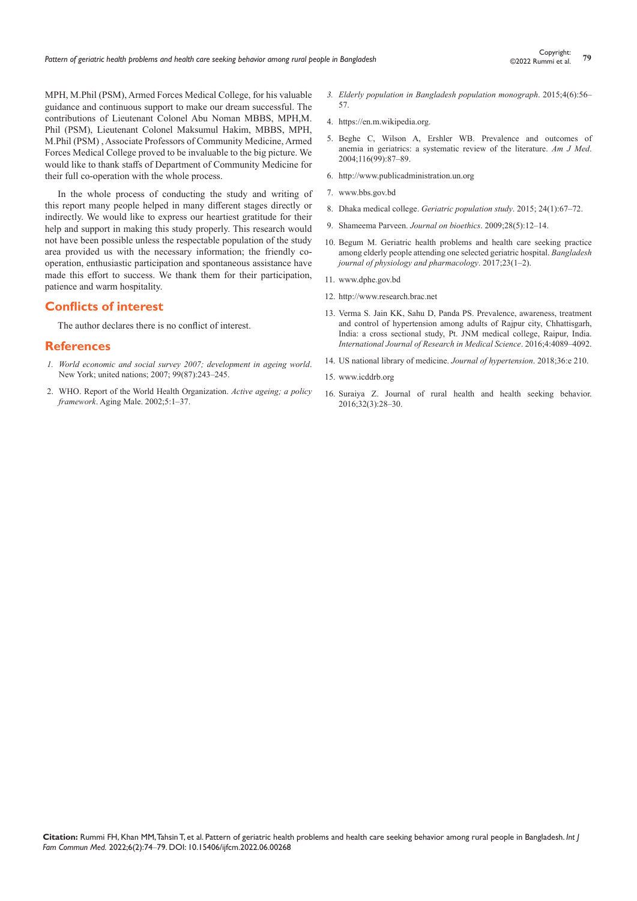MPH, M.Phil (PSM), Armed Forces Medical College, for his valuable guidance and continuous support to make our dream successful. The contributions of Lieutenant Colonel Abu Noman MBBS, MPH,M. Phil (PSM), Lieutenant Colonel Maksumul Hakim, MBBS, MPH, M.Phil (PSM) , Associate Professors of Community Medicine, Armed Forces Medical College proved to be invaluable to the big picture. We would like to thank staffs of Department of Community Medicine for their full co-operation with the whole process.

In the whole process of conducting the study and writing of this report many people helped in many different stages directly or indirectly. We would like to express our heartiest gratitude for their help and support in making this study properly. This research would not have been possible unless the respectable population of the study area provided us with the necessary information; the friendly co-operation, enthusiastic participation and spontaneous assistance have made this effort to success. We thank them for their participation, patience and warm hospitality.

## Conflicts of interest

The author declares there is no conflict of interest.

## References

1. *World economic and social survey 2007; development in ageing world*. New York; united nations; 2007; 99(87):243–245.
2. WHO. Report of the World Health Organization. *Active ageing; a policy framework*. Aging Male. 2002;5:1–37.
3. *Elderly population in Bangladesh population monograph*. 2015;4(6):56–57.
4. https://en.m.wikipedia.org.
5. Beghe C, Wilson A, Ershler WB. Prevalence and outcomes of anemia in geriatrics: a systematic review of the literature. *Am J Med*. 2004;116(99):87–89.
6. http://www.publicadministration.un.org
7. www.bbs.gov.bd
8. Dhaka medical college. *Geriatric population study*. 2015; 24(1):67–72.
9. Shameema Parveen. *Journal on bioethics*. 2009;28(5):12–14.
10. Begum M. Geriatric health problems and health care seeking practice among elderly people attending one selected geriatric hospital. *Bangladesh journal of physiology and pharmacology*. 2017;23(1–2).
11. www.dphe.gov.bd
12. http://www.research.brac.net
13. Verma S. Jain KK, Sahu D, Panda PS. Prevalence, awareness, treatment and control of hypertension among adults of Rajpur city, Chhattisgarh, India: a cross sectional study, Pt. JNM medical college, Raipur, India. *International Journal of Research in Medical Science*. 2016;4:4089–4092.
14. US national library of medicine. *Journal of hypertension*. 2018;36:e 210.
15. www.icddrb.org
16. Suraiya Z. Journal of rural health and health seeking behavior. 2016;32(3):28–30.